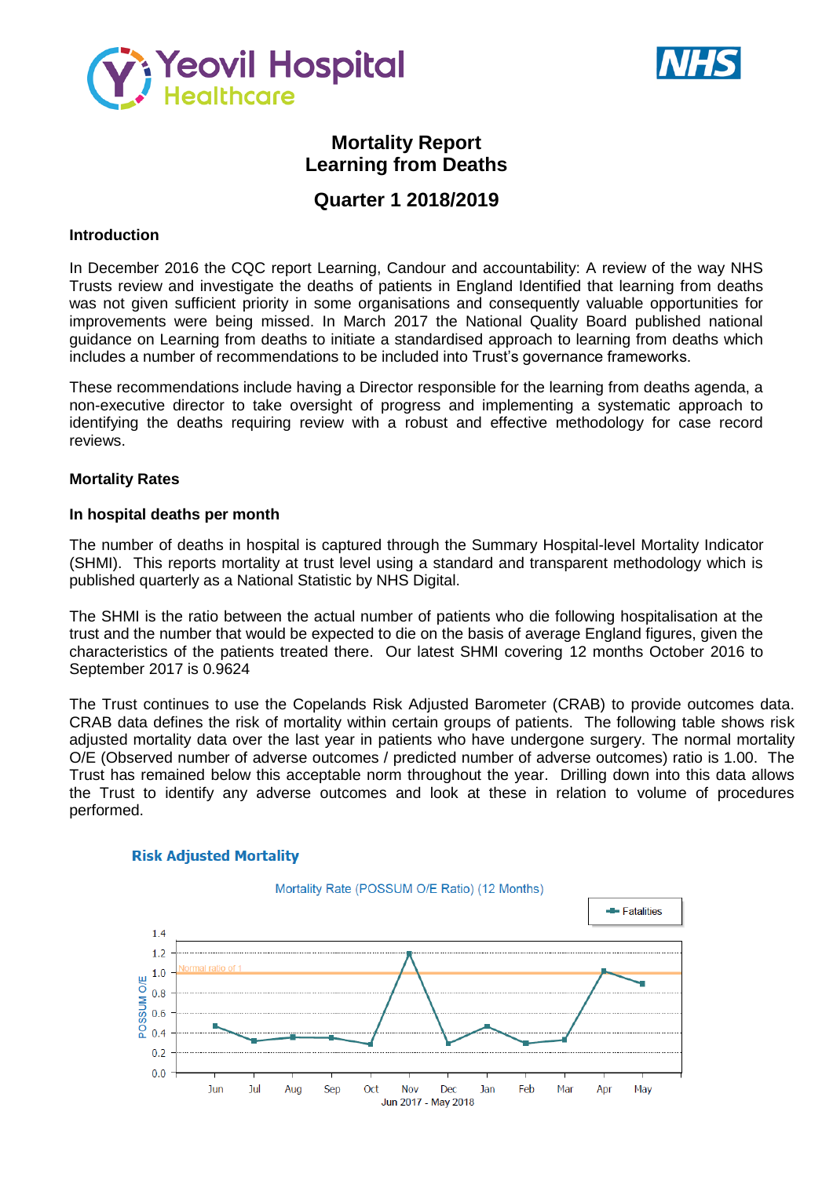# Mortality Report
# Learning from Deaths

## Quarter 1 2018/2019

### Introduction

In December 2016 the CQC report Learning, Candour and accountability: A review of the way NHS Trusts review and investigate the deaths of patients in England Identified that learning from deaths was not given sufficient priority in some organisations and consequently valuable opportunities for improvements were being missed. In March 2017 the National Quality Board published national guidance on Learning from deaths to initiate a standardised approach to learning from deaths which includes a number of recommendations to be included into Trust's governance frameworks.

These recommendations include having a Director responsible for the learning from deaths agenda, a non-executive director to take oversight of progress and implementing a systematic approach to identifying the deaths requiring review with a robust and effective methodology for case record reviews.

### Mortality Rates

### In hospital deaths per month

The number of deaths in hospital is captured through the Summary Hospital-level Mortality Indicator (SHMI). This reports mortality at trust level using a standard and transparent methodology which is published quarterly as a National Statistic by NHS Digital.

The SHMI is the ratio between the actual number of patients who die following hospitalisation at the trust and the number that would be expected to die on the basis of average England figures, given the characteristics of the patients treated there. Our latest SHMI covering 12 months October 2016 to September 2017 is 0.9624

The Trust continues to use the Copelands Risk Adjusted Barometer (CRAB) to provide outcomes data. CRAB data defines the risk of mortality within certain groups of patients. The following table shows risk adjusted mortality data over the last year in patients who have undergone surgery. The normal mortality O/E (Observed number of adverse outcomes / predicted number of adverse outcomes) ratio is 1.00. The Trust has remained below this acceptable norm throughout the year. Drilling down into this data allows the Trust to identify any adverse outcomes and look at these in relation to volume of procedures performed.

**Risk Adjusted Mortality**

Mortality Rate (POSSUM O/E Ratio) (12 Months)

[Chart: POSSUM O/E by month, Jun 2017 - May 2018, with Normal ratio of 1 line. Legend: Fatalities. Approximate values: Jun 0.47, Jul 0.32, Aug 0.35, Sep 0.35, Oct 0.29, Nov 1.19, Dec 0.29, Jan 0.47, Feb 0.29, Mar 0.33, Apr 1.02, May 0.90]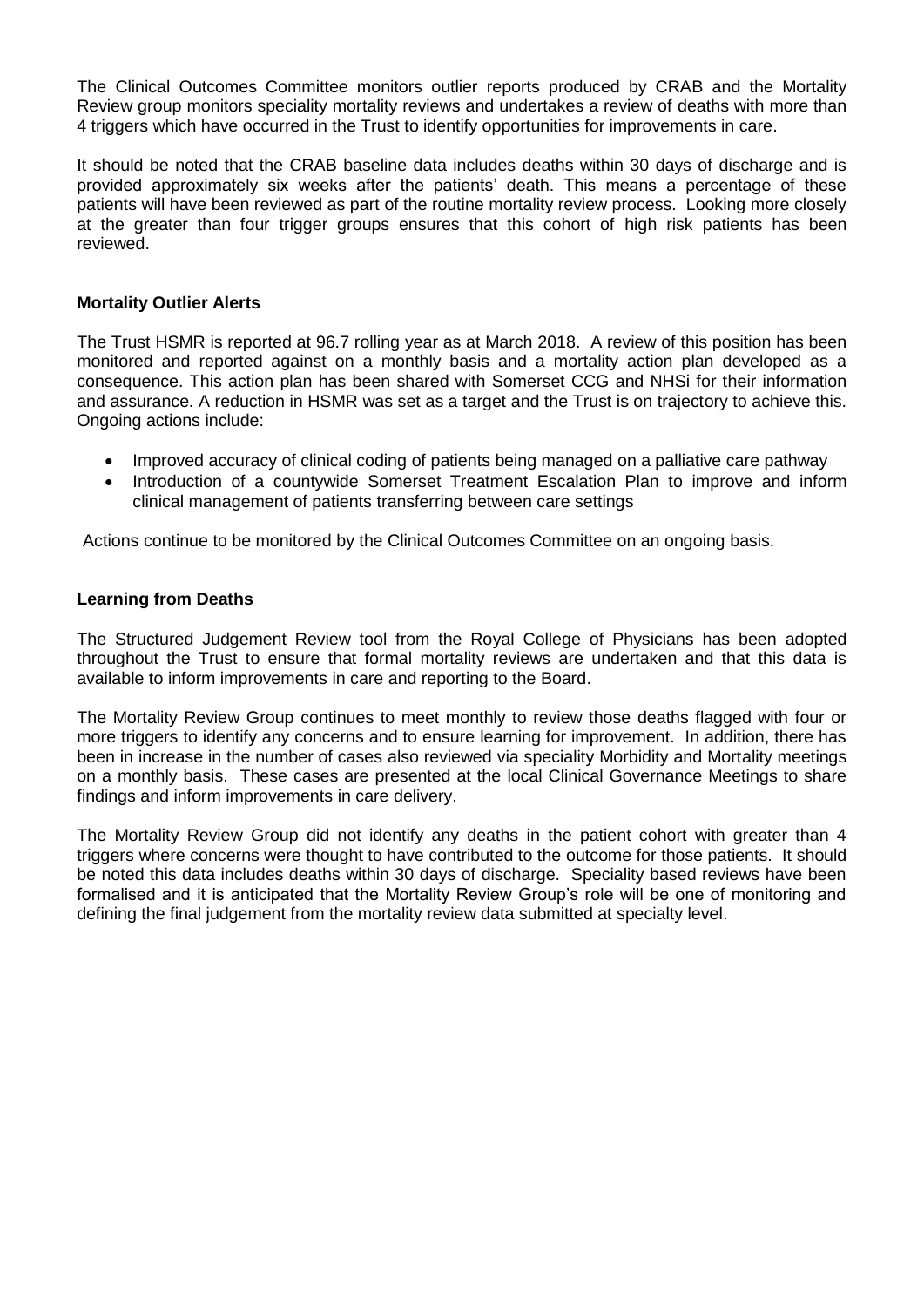The Clinical Outcomes Committee monitors outlier reports produced by CRAB and the Mortality Review group monitors speciality mortality reviews and undertakes a review of deaths with more than 4 triggers which have occurred in the Trust to identify opportunities for improvements in care.

It should be noted that the CRAB baseline data includes deaths within 30 days of discharge and is provided approximately six weeks after the patients' death. This means a percentage of these patients will have been reviewed as part of the routine mortality review process. Looking more closely at the greater than four trigger groups ensures that this cohort of high risk patients has been reviewed.

**Mortality Outlier Alerts**

The Trust HSMR is reported at 96.7 rolling year as at March 2018. A review of this position has been monitored and reported against on a monthly basis and a mortality action plan developed as a consequence. This action plan has been shared with Somerset CCG and NHSi for their information and assurance. A reduction in HSMR was set as a target and the Trust is on trajectory to achieve this. Ongoing actions include:

- Improved accuracy of clinical coding of patients being managed on a palliative care pathway
- Introduction of a countywide Somerset Treatment Escalation Plan to improve and inform clinical management of patients transferring between care settings

Actions continue to be monitored by the Clinical Outcomes Committee on an ongoing basis.

**Learning from Deaths**

The Structured Judgement Review tool from the Royal College of Physicians has been adopted throughout the Trust to ensure that formal mortality reviews are undertaken and that this data is available to inform improvements in care and reporting to the Board.

The Mortality Review Group continues to meet monthly to review those deaths flagged with four or more triggers to identify any concerns and to ensure learning for improvement. In addition, there has been in increase in the number of cases also reviewed via speciality Morbidity and Mortality meetings on a monthly basis. These cases are presented at the local Clinical Governance Meetings to share findings and inform improvements in care delivery.

The Mortality Review Group did not identify any deaths in the patient cohort with greater than 4 triggers where concerns were thought to have contributed to the outcome for those patients. It should be noted this data includes deaths within 30 days of discharge. Speciality based reviews have been formalised and it is anticipated that the Mortality Review Group's role will be one of monitoring and defining the final judgement from the mortality review data submitted at specialty level.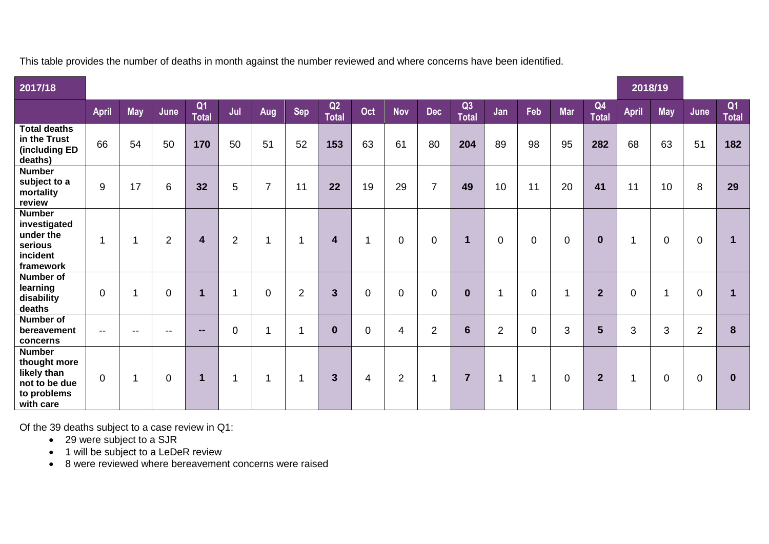This table provides the number of deaths in month against the number reviewed and where concerns have been identified.

| 2017/18 | | | | | | | | | | | | | | | | | 2018/19 | | | |
|---|---|---|---|---|---|---|---|---|---|---|---|---|---|---|---|---|---|---|---|---|
| | **April** | **May** | **June** | **Q1 Total** | **Jul** | **Aug** | **Sep** | **Q2 Total** | **Oct** | **Nov** | **Dec** | **Q3 Total** | **Jan** | **Feb** | **Mar** | **Q4 Total** | **April** | **May** | **June** | **Q1 Total** |
| **Total deaths in the Trust (including ED deaths)** | 66 | 54 | 50 | **170** | 50 | 51 | 52 | **153** | 63 | 61 | 80 | **204** | 89 | 98 | 95 | **282** | 68 | 63 | 51 | **182** |
| **Number subject to a mortality review** | 9 | 17 | 6 | **32** | 5 | 7 | 11 | **22** | 19 | 29 | 7 | **49** | 10 | 11 | 20 | **41** | 11 | 10 | 8 | **29** |
| **Number investigated under the serious incident framework** | 1 | 1 | 2 | **4** | 2 | 1 | 1 | **4** | 1 | 0 | 0 | **1** | 0 | 0 | 0 | **0** | 1 | 0 | 0 | **1** |
| **Number of learning disability deaths** | 0 | 1 | 0 | **1** | 1 | 0 | 2 | **3** | 0 | 0 | 0 | **0** | 1 | 0 | 1 | **2** | 0 | 1 | 0 | **1** |
| **Number of bereavement concerns** | -- | -- | -- | **--** | 0 | 1 | 1 | **0** | 0 | 4 | 2 | **6** | 2 | 0 | 3 | **5** | 3 | 3 | 2 | **8** |
| **Number thought more likely than not to be due to problems with care** | 0 | 1 | 0 | **1** | 1 | 1 | 1 | **3** | 4 | 2 | 1 | **7** | 1 | 1 | 0 | **2** | 1 | 0 | 0 | **0** |

Of the 39 deaths subject to a case review in Q1:

- 29 were subject to a SJR
- 1 will be subject to a LeDeR review
- 8 were reviewed where bereavement concerns were raised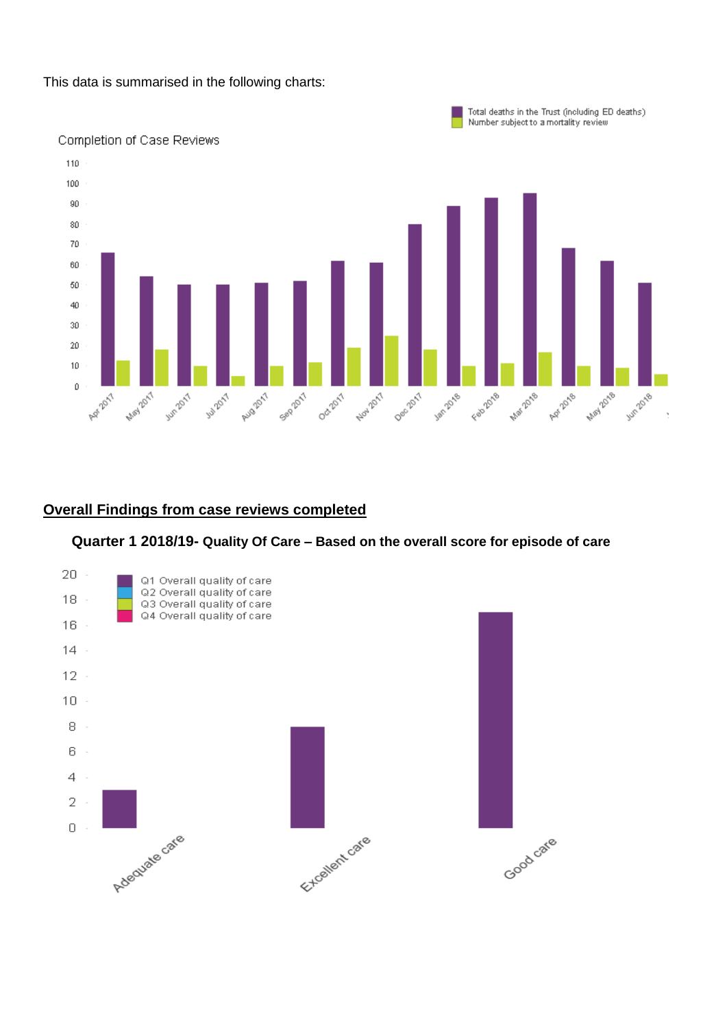This data is summarised in the following charts:

**Overall Findings from case reviews completed**

**Quarter 1 2018/19- Quality Of Care – Based on the overall score for episode of care**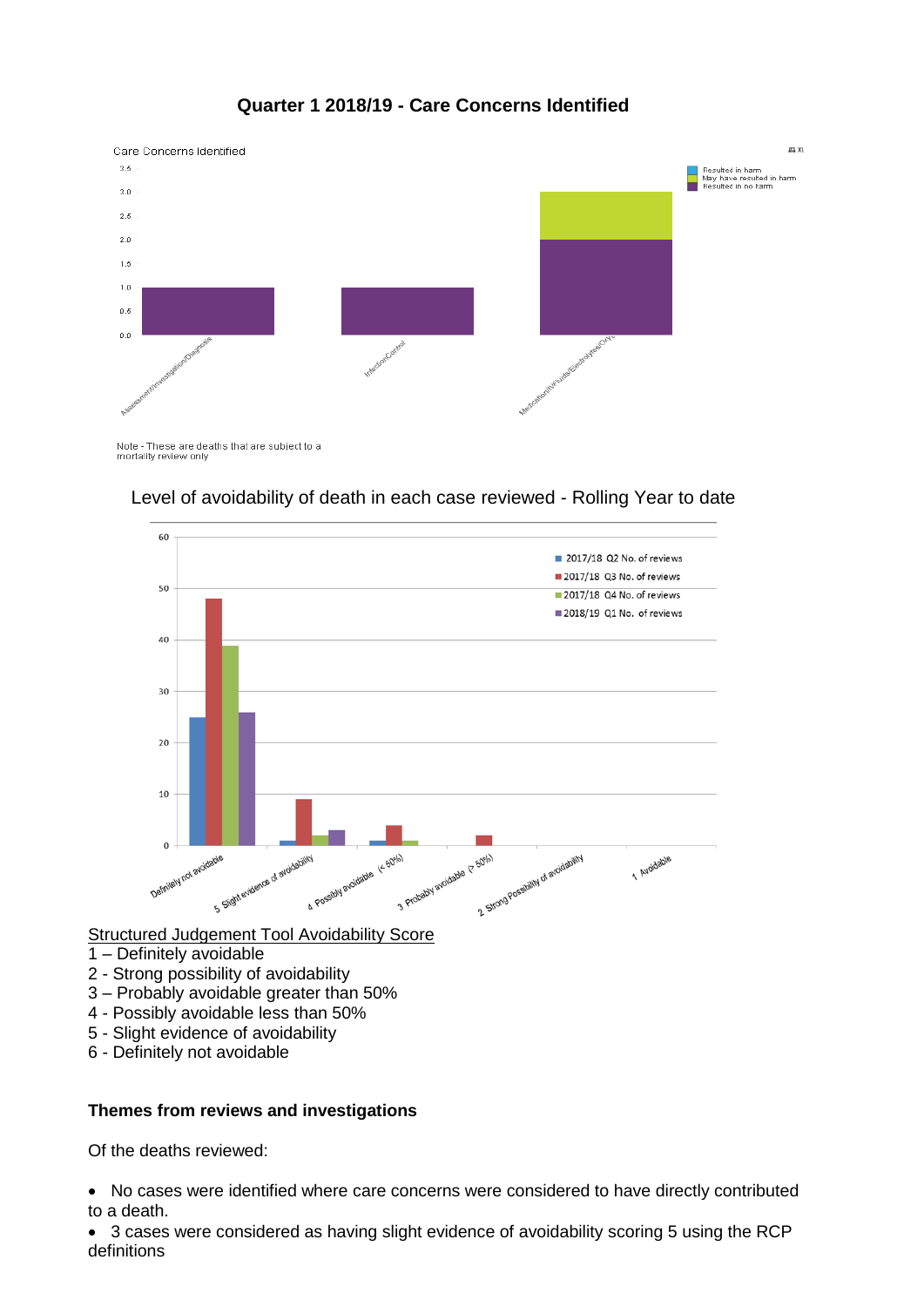**Quarter 1 2018/19 - Care Concerns Identified**

Care Concerns Identified

Note - These are deaths that are subject to a mortality review only

Level of avoidability of death in each case reviewed - Rolling Year to date

<u>Structured Judgement Tool Avoidability Score</u>

1 – Definitely avoidable
2 - Strong possibility of avoidability
3 – Probably avoidable greater than 50%
4 - Possibly avoidable less than 50%
5 - Slight evidence of avoidability
6 - Definitely not avoidable

**Themes from reviews and investigations**

Of the deaths reviewed:

- No cases were identified where care concerns were considered to have directly contributed to a death.
- 3 cases were considered as having slight evidence of avoidability scoring 5 using the RCP definitions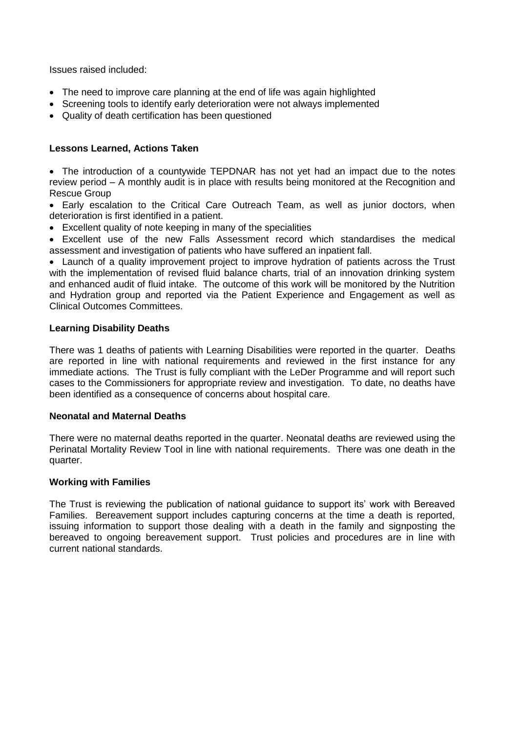Issues raised included:

- The need to improve care planning at the end of life was again highlighted
- Screening tools to identify early deterioration were not always implemented
- Quality of death certification has been questioned

**Lessons Learned, Actions Taken**

- The introduction of a countywide TEPDNAR has not yet had an impact due to the notes review period – A monthly audit is in place with results being monitored at the Recognition and Rescue Group
- Early escalation to the Critical Care Outreach Team, as well as junior doctors, when deterioration is first identified in a patient.
- Excellent quality of note keeping in many of the specialities
- Excellent use of the new Falls Assessment record which standardises the medical assessment and investigation of patients who have suffered an inpatient fall.
- Launch of a quality improvement project to improve hydration of patients across the Trust with the implementation of revised fluid balance charts, trial of an innovation drinking system and enhanced audit of fluid intake. The outcome of this work will be monitored by the Nutrition and Hydration group and reported via the Patient Experience and Engagement as well as Clinical Outcomes Committees.

**Learning Disability Deaths**

There was 1 deaths of patients with Learning Disabilities were reported in the quarter. Deaths are reported in line with national requirements and reviewed in the first instance for any immediate actions. The Trust is fully compliant with the LeDer Programme and will report such cases to the Commissioners for appropriate review and investigation. To date, no deaths have been identified as a consequence of concerns about hospital care.

**Neonatal and Maternal Deaths**

There were no maternal deaths reported in the quarter. Neonatal deaths are reviewed using the Perinatal Mortality Review Tool in line with national requirements. There was one death in the quarter.

**Working with Families**

The Trust is reviewing the publication of national guidance to support its' work with Bereaved Families. Bereavement support includes capturing concerns at the time a death is reported, issuing information to support those dealing with a death in the family and signposting the bereaved to ongoing bereavement support. Trust policies and procedures are in line with current national standards.